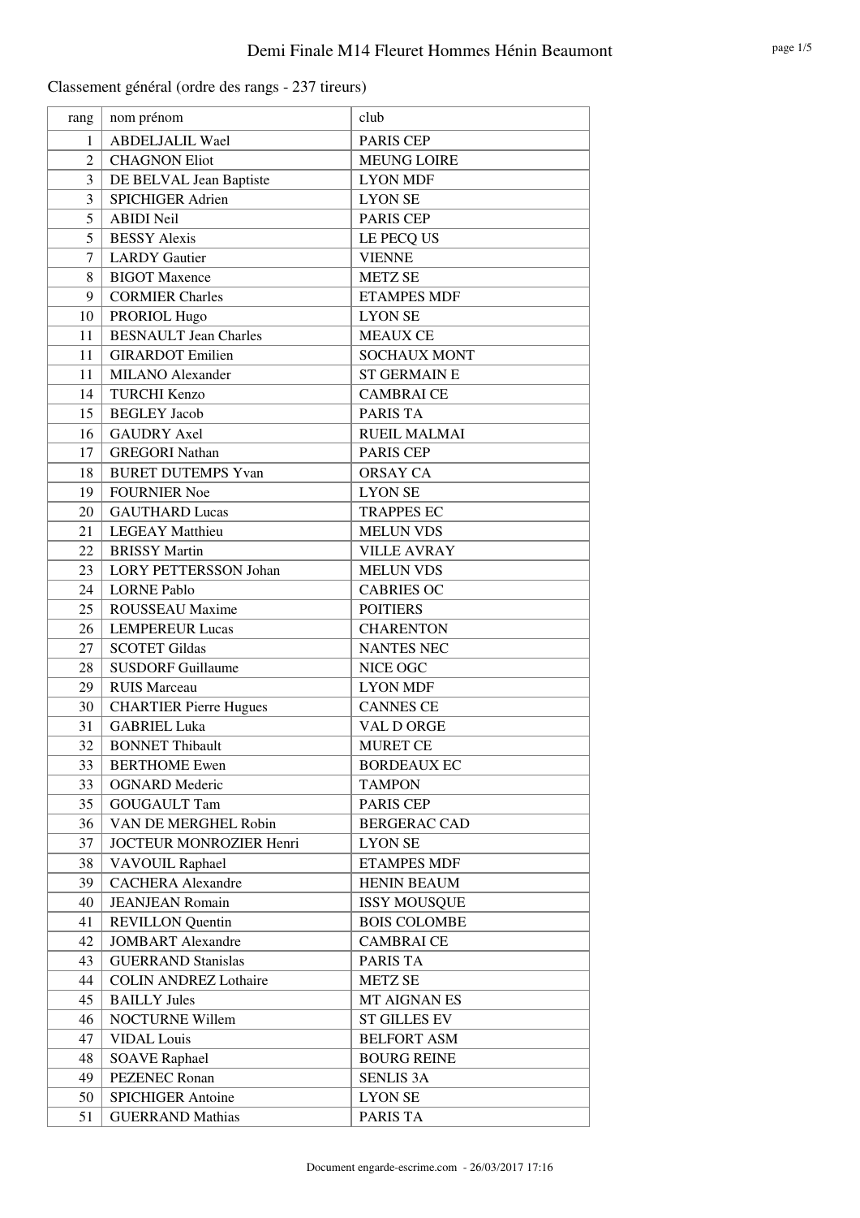# Demi Finale M14 Fleuret Hommes Hénin Beaumont

Classement général (ordre des rangs - 237 tireurs)

| rang | nom prénom | club |
|---|---|---|
| 1 | ABDELJALIL Wael | PARIS CEP |
| 2 | CHAGNON Eliot | MEUNG LOIRE |
| 3 | DE BELVAL Jean Baptiste | LYON MDF |
| 3 | SPICHIGER Adrien | LYON SE |
| 5 | ABIDI Neil | PARIS CEP |
| 5 | BESSY Alexis | LE PECQ US |
| 7 | LARDY Gautier | VIENNE |
| 8 | BIGOT Maxence | METZ SE |
| 9 | CORMIER Charles | ETAMPES MDF |
| 10 | PRORIOL Hugo | LYON SE |
| 11 | BESNAULT Jean Charles | MEAUX CE |
| 11 | GIRARDOT Emilien | SOCHAUX MONT |
| 11 | MILANO Alexander | ST GERMAIN E |
| 14 | TURCHI Kenzo | CAMBRAI CE |
| 15 | BEGLEY Jacob | PARIS TA |
| 16 | GAUDRY Axel | RUEIL MALMAI |
| 17 | GREGORI Nathan | PARIS CEP |
| 18 | BURET DUTEMPS Yvan | ORSAY CA |
| 19 | FOURNIER Noe | LYON SE |
| 20 | GAUTHARD Lucas | TRAPPES EC |
| 21 | LEGEAY Matthieu | MELUN VDS |
| 22 | BRISSY Martin | VILLE AVRAY |
| 23 | LORY PETTERSSON Johan | MELUN VDS |
| 24 | LORNE Pablo | CABRIES OC |
| 25 | ROUSSEAU Maxime | POITIERS |
| 26 | LEMPEREUR Lucas | CHARENTON |
| 27 | SCOTET Gildas | NANTES NEC |
| 28 | SUSDORF Guillaume | NICE OGC |
| 29 | RUIS Marceau | LYON MDF |
| 30 | CHARTIER Pierre Hugues | CANNES CE |
| 31 | GABRIEL Luka | VAL D ORGE |
| 32 | BONNET Thibault | MURET CE |
| 33 | BERTHOME Ewen | BORDEAUX EC |
| 33 | OGNARD Mederic | TAMPON |
| 35 | GOUGAULT Tam | PARIS CEP |
| 36 | VAN DE MERGHEL Robin | BERGERAC CAD |
| 37 | JOCTEUR MONROZIER Henri | LYON SE |
| 38 | VAVOUIL Raphael | ETAMPES MDF |
| 39 | CACHERA Alexandre | HENIN BEAUM |
| 40 | JEANJEAN Romain | ISSY MOUSQUE |
| 41 | REVILLON Quentin | BOIS COLOMBE |
| 42 | JOMBART Alexandre | CAMBRAI CE |
| 43 | GUERRAND Stanislas | PARIS TA |
| 44 | COLIN ANDREZ Lothaire | METZ SE |
| 45 | BAILLY Jules | MT AIGNAN ES |
| 46 | NOCTURNE Willem | ST GILLES EV |
| 47 | VIDAL Louis | BELFORT ASM |
| 48 | SOAVE Raphael | BOURG REINE |
| 49 | PEZENEC Ronan | SENLIS 3A |
| 50 | SPICHIGER Antoine | LYON SE |
| 51 | GUERRAND Mathias | PARIS TA |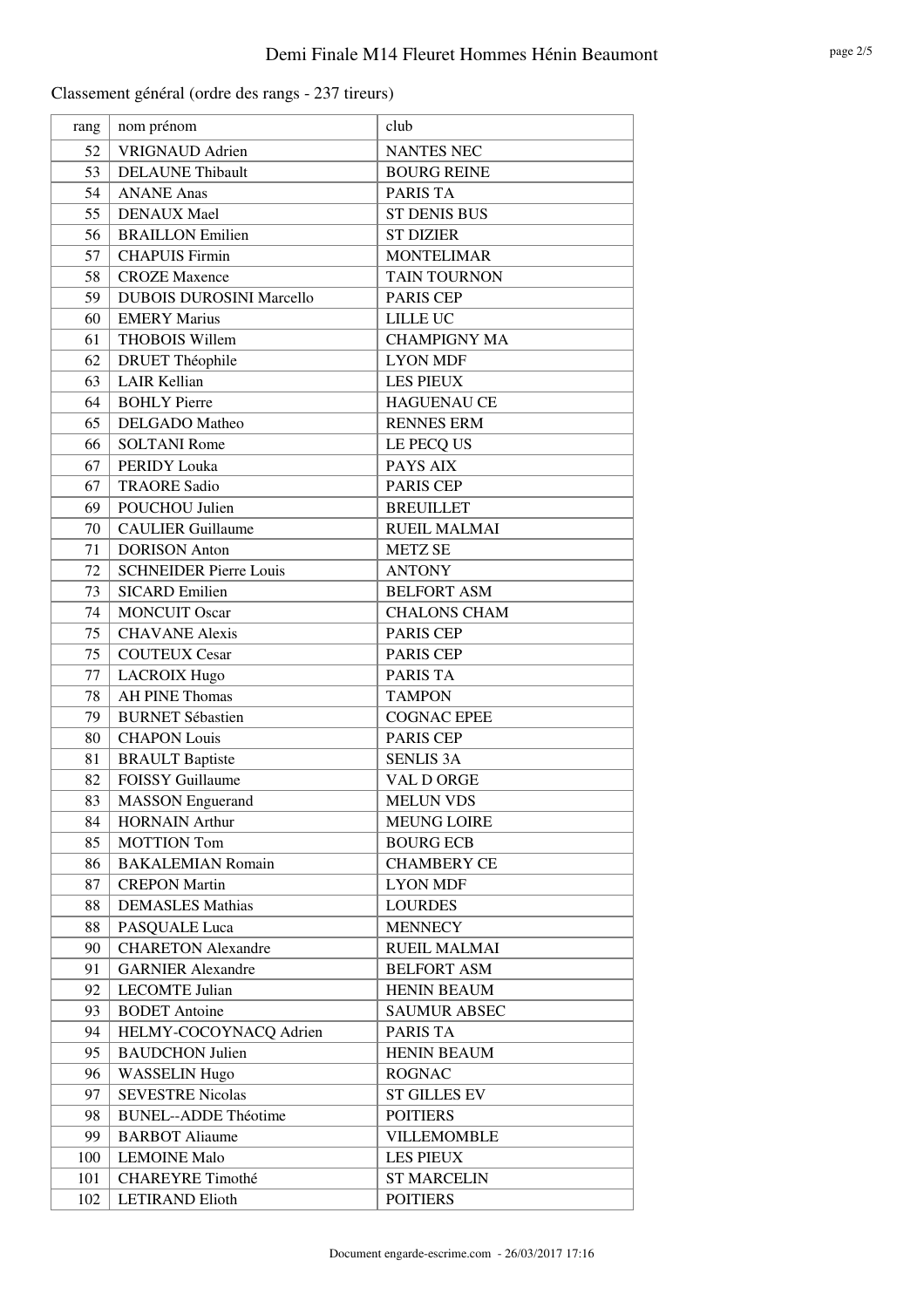Classement général (ordre des rangs - 237 tireurs)

| rang | nom prénom | club |
|---|---|---|
| 52 | VRIGNAUD Adrien | NANTES NEC |
| 53 | DELAUNE Thibault | BOURG REINE |
| 54 | ANANE Anas | PARIS TA |
| 55 | DENAUX Mael | ST DENIS BUS |
| 56 | BRAILLON Emilien | ST DIZIER |
| 57 | CHAPUIS Firmin | MONTELIMAR |
| 58 | CROZE Maxence | TAIN TOURNON |
| 59 | DUBOIS DUROSINI Marcello | PARIS CEP |
| 60 | EMERY Marius | LILLE UC |
| 61 | THOBOIS Willem | CHAMPIGNY MA |
| 62 | DRUET Théophile | LYON MDF |
| 63 | LAIR Kellian | LES PIEUX |
| 64 | BOHLY Pierre | HAGUENAU CE |
| 65 | DELGADO Matheo | RENNES ERM |
| 66 | SOLTANI Rome | LE PECQ US |
| 67 | PERIDY Louka | PAYS AIX |
| 67 | TRAORE Sadio | PARIS CEP |
| 69 | POUCHOU Julien | BREUILLET |
| 70 | CAULIER Guillaume | RUEIL MALMAI |
| 71 | DORISON Anton | METZ SE |
| 72 | SCHNEIDER Pierre Louis | ANTONY |
| 73 | SICARD Emilien | BELFORT ASM |
| 74 | MONCUIT Oscar | CHALONS CHAM |
| 75 | CHAVANE Alexis | PARIS CEP |
| 75 | COUTEUX Cesar | PARIS CEP |
| 77 | LACROIX Hugo | PARIS TA |
| 78 | AH PINE Thomas | TAMPON |
| 79 | BURNET Sébastien | COGNAC EPEE |
| 80 | CHAPON Louis | PARIS CEP |
| 81 | BRAULT Baptiste | SENLIS 3A |
| 82 | FOISSY Guillaume | VAL D ORGE |
| 83 | MASSON Enguerand | MELUN VDS |
| 84 | HORNAIN Arthur | MEUNG LOIRE |
| 85 | MOTTION Tom | BOURG ECB |
| 86 | BAKALEMIAN Romain | CHAMBERY CE |
| 87 | CREPON Martin | LYON MDF |
| 88 | DEMASLES Mathias | LOURDES |
| 88 | PASQUALE Luca | MENNECY |
| 90 | CHARETON Alexandre | RUEIL MALMAI |
| 91 | GARNIER Alexandre | BELFORT ASM |
| 92 | LECOMTE Julian | HENIN BEAUM |
| 93 | BODET Antoine | SAUMUR ABSEC |
| 94 | HELMY-COCOYNACQ Adrien | PARIS TA |
| 95 | BAUDCHON Julien | HENIN BEAUM |
| 96 | WASSELIN Hugo | ROGNAC |
| 97 | SEVESTRE Nicolas | ST GILLES EV |
| 98 | BUNEL--ADDE Théotime | POITIERS |
| 99 | BARBOT Aliaume | VILLEMOMBLE |
| 100 | LEMOINE Malo | LES PIEUX |
| 101 | CHAREYRE Timothé | ST MARCELIN |
| 102 | LETIRAND Elioth | POITIERS |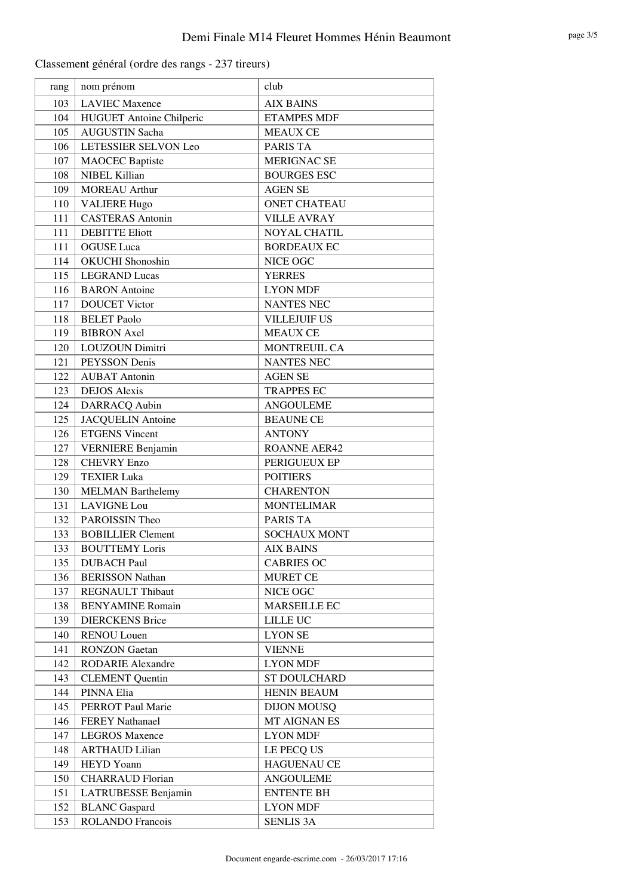Classement général (ordre des rangs - 237 tireurs)

| rang | nom prénom | club |
|---|---|---|
| 103 | LAVIEC Maxence | AIX BAINS |
| 104 | HUGUET Antoine Chilperic | ETAMPES MDF |
| 105 | AUGUSTIN Sacha | MEAUX CE |
| 106 | LETESSIER SELVON Leo | PARIS TA |
| 107 | MAOCEC Baptiste | MERIGNAC SE |
| 108 | NIBEL Killian | BOURGES ESC |
| 109 | MOREAU Arthur | AGEN SE |
| 110 | VALIERE Hugo | ONET CHATEAU |
| 111 | CASTERAS Antonin | VILLE AVRAY |
| 111 | DEBITTE Eliott | NOYAL CHATIL |
| 111 | OGUSE Luca | BORDEAUX EC |
| 114 | OKUCHI Shonoshin | NICE OGC |
| 115 | LEGRAND Lucas | YERRES |
| 116 | BARON Antoine | LYON MDF |
| 117 | DOUCET Victor | NANTES NEC |
| 118 | BELET Paolo | VILLEJUIF US |
| 119 | BIBRON Axel | MEAUX CE |
| 120 | LOUZOUN Dimitri | MONTREUIL CA |
| 121 | PEYSSON Denis | NANTES NEC |
| 122 | AUBAT Antonin | AGEN SE |
| 123 | DEJOS Alexis | TRAPPES EC |
| 124 | DARRACQ Aubin | ANGOULEME |
| 125 | JACQUELIN Antoine | BEAUNE CE |
| 126 | ETGENS Vincent | ANTONY |
| 127 | VERNIERE Benjamin | ROANNE AER42 |
| 128 | CHEVRY Enzo | PERIGUEUX EP |
| 129 | TEXIER Luka | POITIERS |
| 130 | MELMAN Barthelemy | CHARENTON |
| 131 | LAVIGNE Lou | MONTELIMAR |
| 132 | PAROISSIN Theo | PARIS TA |
| 133 | BOBILLIER Clement | SOCHAUX MONT |
| 133 | BOUTTEMY Loris | AIX BAINS |
| 135 | DUBACH Paul | CABRIES OC |
| 136 | BERISSON Nathan | MURET CE |
| 137 | REGNAULT Thibaut | NICE OGC |
| 138 | BENYAMINE Romain | MARSEILLE EC |
| 139 | DIERCKENS Brice | LILLE UC |
| 140 | RENOU Louen | LYON SE |
| 141 | RONZON Gaetan | VIENNE |
| 142 | RODARIE Alexandre | LYON MDF |
| 143 | CLEMENT Quentin | ST DOULCHARD |
| 144 | PINNA Elia | HENIN BEAUM |
| 145 | PERROT Paul Marie | DIJON MOUSQ |
| 146 | FEREY Nathanael | MT AIGNAN ES |
| 147 | LEGROS Maxence | LYON MDF |
| 148 | ARTHAUD Lilian | LE PECQ US |
| 149 | HEYD Yoann | HAGUENAU CE |
| 150 | CHARRAUD Florian | ANGOULEME |
| 151 | LATRUBESSE Benjamin | ENTENTE BH |
| 152 | BLANC Gaspard | LYON MDF |
| 153 | ROLANDO Francois | SENLIS 3A |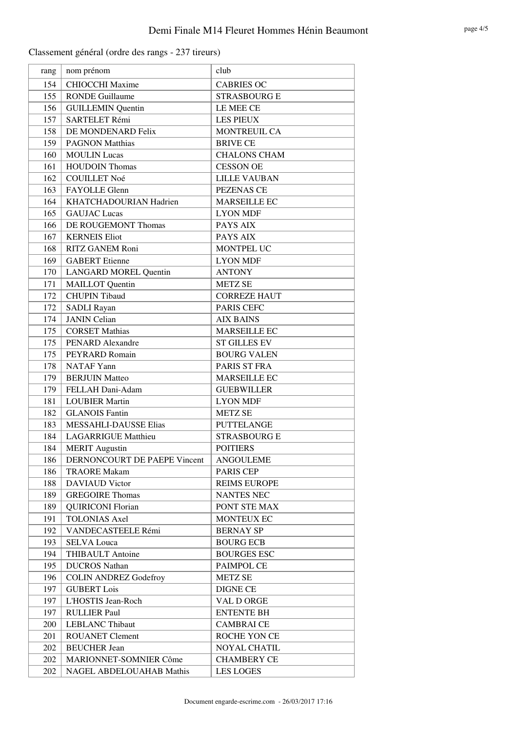Classement général (ordre des rangs - 237 tireurs)

| rang | nom prénom | club |
|---|---|---|
| 154 | CHIOCCHI Maxime | CABRIES OC |
| 155 | RONDE Guillaume | STRASBOURG E |
| 156 | GUILLEMIN Quentin | LE MEE CE |
| 157 | SARTELET Rémi | LES PIEUX |
| 158 | DE MONDENARD Felix | MONTREUIL CA |
| 159 | PAGNON Matthias | BRIVE CE |
| 160 | MOULIN Lucas | CHALONS CHAM |
| 161 | HOUDOIN Thomas | CESSON OE |
| 162 | COUILLET Noé | LILLE VAUBAN |
| 163 | FAYOLLE Glenn | PEZENAS CE |
| 164 | KHATCHADOURIAN Hadrien | MARSEILLE EC |
| 165 | GAUJAC Lucas | LYON MDF |
| 166 | DE ROUGEMONT Thomas | PAYS AIX |
| 167 | KERNEIS Eliot | PAYS AIX |
| 168 | RITZ GANEM Roni | MONTPEL UC |
| 169 | GABERT Etienne | LYON MDF |
| 170 | LANGARD MOREL Quentin | ANTONY |
| 171 | MAILLOT Quentin | METZ SE |
| 172 | CHUPIN Tibaud | CORREZE HAUT |
| 172 | SADLI Rayan | PARIS CEFC |
| 174 | JANIN Celian | AIX BAINS |
| 175 | CORSET Mathias | MARSEILLE EC |
| 175 | PENARD Alexandre | ST GILLES EV |
| 175 | PEYRARD Romain | BOURG VALEN |
| 178 | NATAF Yann | PARIS ST FRA |
| 179 | BERJUIN Matteo | MARSEILLE EC |
| 179 | FELLAH Dani-Adam | GUEBWILLER |
| 181 | LOUBIER Martin | LYON MDF |
| 182 | GLANOIS Fantin | METZ SE |
| 183 | MESSAHLI-DAUSSE Elias | PUTTELANGE |
| 184 | LAGARRIGUE Matthieu | STRASBOURG E |
| 184 | MERIT Augustin | POITIERS |
| 186 | DERNONCOURT DE PAEPE Vincent | ANGOULEME |
| 186 | TRAORE Makam | PARIS CEP |
| 188 | DAVIAUD Victor | REIMS EUROPE |
| 189 | GREGOIRE Thomas | NANTES NEC |
| 189 | QUIRICONI Florian | PONT STE MAX |
| 191 | TOLONIAS Axel | MONTEUX EC |
| 192 | VANDECASTEELE Rémi | BERNAY SP |
| 193 | SELVA Louca | BOURG ECB |
| 194 | THIBAULT Antoine | BOURGES ESC |
| 195 | DUCROS Nathan | PAIMPOL CE |
| 196 | COLIN ANDREZ Godefroy | METZ SE |
| 197 | GUBERT Lois | DIGNE CE |
| 197 | L'HOSTIS Jean-Roch | VAL D ORGE |
| 197 | RULLIER Paul | ENTENTE BH |
| 200 | LEBLANC Thibaut | CAMBRAI CE |
| 201 | ROUANET Clement | ROCHE YON CE |
| 202 | BEUCHER Jean | NOYAL CHATIL |
| 202 | MARIONNET-SOMNIER Côme | CHAMBERY CE |
| 202 | NAGEL ABDELOUAHAB Mathis | LES LOGES |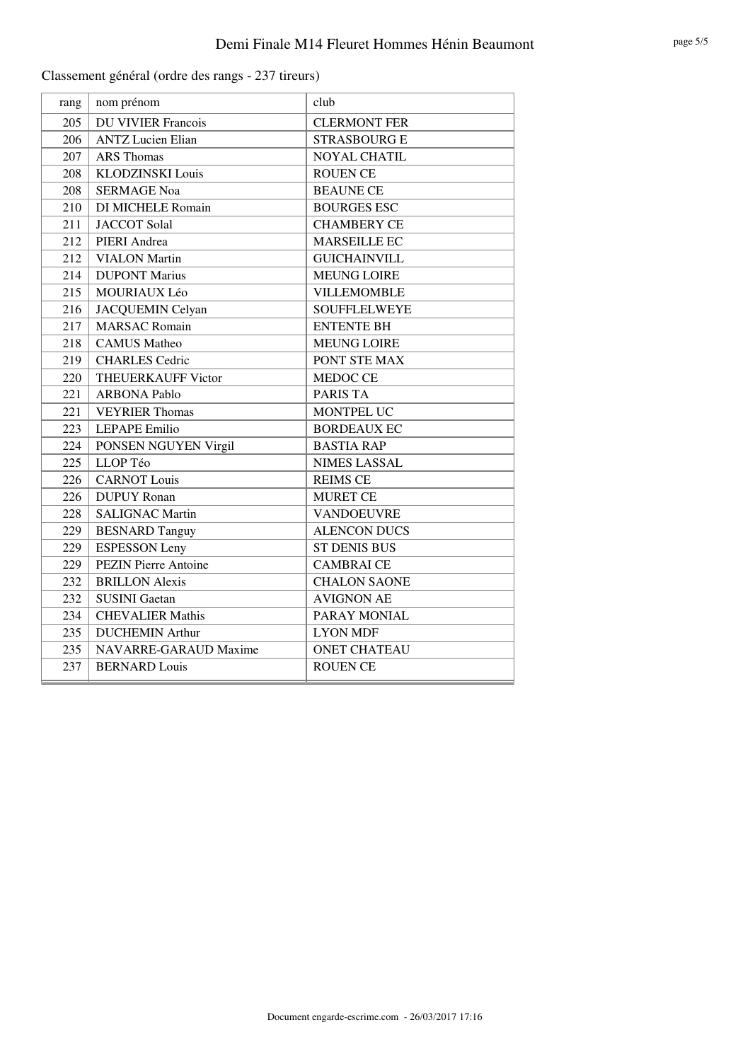# Demi Finale M14 Fleuret Hommes Hénin Beaumont

Classement général (ordre des rangs - 237 tireurs)

| rang | nom prénom | club |
|---|---|---|
| 205 | DU VIVIER Francois | CLERMONT FER |
| 206 | ANTZ Lucien Elian | STRASBOURG E |
| 207 | ARS Thomas | NOYAL CHATIL |
| 208 | KLODZINSKI Louis | ROUEN CE |
| 208 | SERMAGE Noa | BEAUNE CE |
| 210 | DI MICHELE Romain | BOURGES ESC |
| 211 | JACCOT Solal | CHAMBERY CE |
| 212 | PIERI Andrea | MARSEILLE EC |
| 212 | VIALON Martin | GUICHAINVILL |
| 214 | DUPONT Marius | MEUNG LOIRE |
| 215 | MOURIAUX Léo | VILLEMOMBLE |
| 216 | JACQUEMIN Celyan | SOUFFLELWEYE |
| 217 | MARSAC Romain | ENTENTE BH |
| 218 | CAMUS Matheo | MEUNG LOIRE |
| 219 | CHARLES Cedric | PONT STE MAX |
| 220 | THEUERKAUFF Victor | MEDOC CE |
| 221 | ARBONA Pablo | PARIS TA |
| 221 | VEYRIER Thomas | MONTPEL UC |
| 223 | LEPAPE Emilio | BORDEAUX EC |
| 224 | PONSEN NGUYEN Virgil | BASTIA RAP |
| 225 | LLOP Téo | NIMES LASSAL |
| 226 | CARNOT Louis | REIMS CE |
| 226 | DUPUY Ronan | MURET CE |
| 228 | SALIGNAC Martin | VANDOEUVRE |
| 229 | BESNARD Tanguy | ALENCON DUCS |
| 229 | ESPESSON Leny | ST DENIS BUS |
| 229 | PEZIN Pierre Antoine | CAMBRAI CE |
| 232 | BRILLON Alexis | CHALON SAONE |
| 232 | SUSINI Gaetan | AVIGNON AE |
| 234 | CHEVALIER Mathis | PARAY MONIAL |
| 235 | DUCHEMIN Arthur | LYON MDF |
| 235 | NAVARRE-GARAUD Maxime | ONET CHATEAU |
| 237 | BERNARD Louis | ROUEN CE |

Document engarde-escrime.com - 26/03/2017 17:16